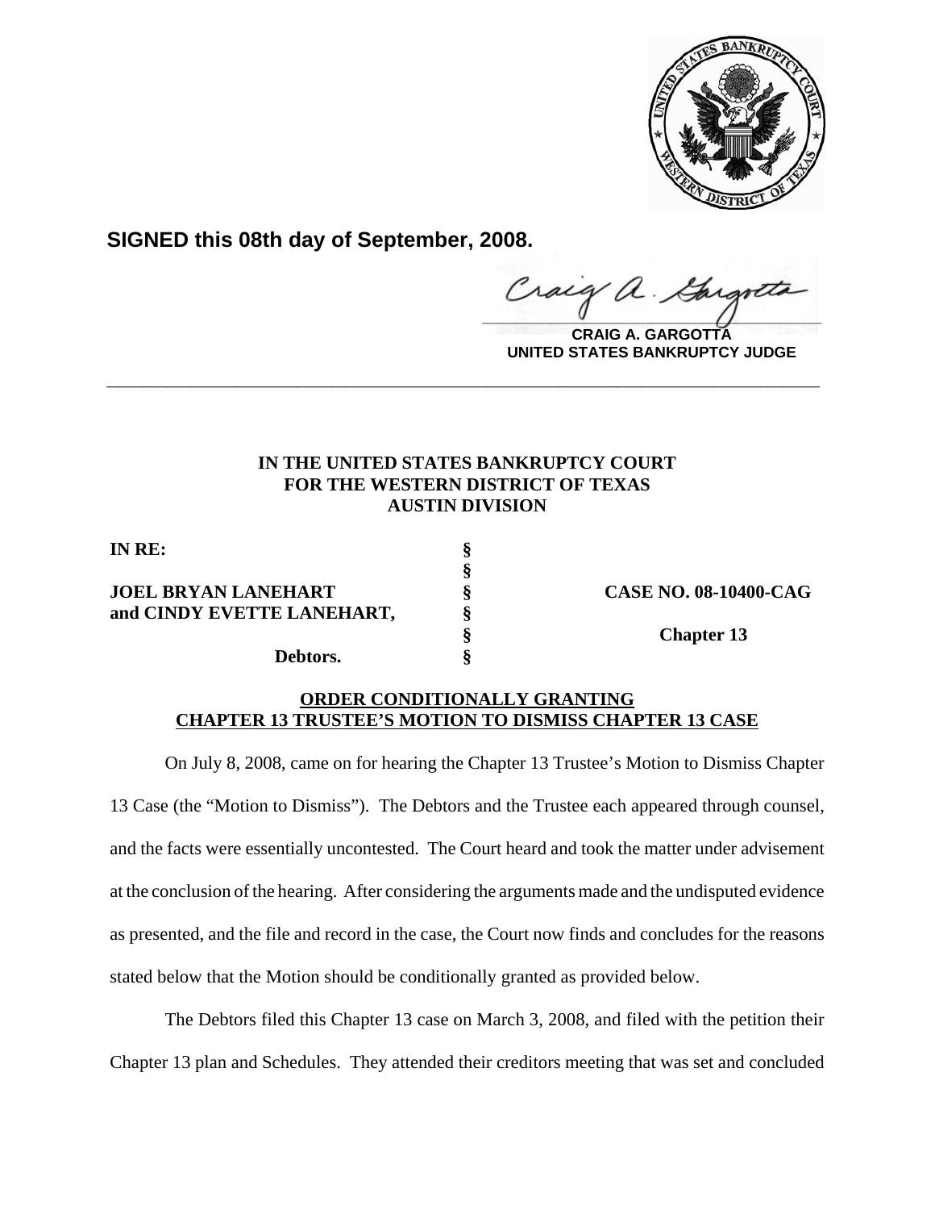**SIGNED this 08th day of September, 2008.**

**CRAIG A. GARGOTTA**
**UNITED STATES BANKRUPTCY JUDGE**

---

**IN THE UNITED STATES BANKRUPTCY COURT**
**FOR THE WESTERN DISTRICT OF TEXAS**
**AUSTIN DIVISION**

| | | |
|---|---|---|
| **IN RE:** | **§** | |
| | **§** | |
| **JOEL BRYAN LANEHART** | **§** | **CASE NO. 08-10400-CAG** |
| **and CINDY EVETTE LANEHART,** | **§** | |
| | **§** | **Chapter 13** |
| **Debtors.** | **§** | |

**ORDER CONDITIONALLY GRANTING**
**CHAPTER 13 TRUSTEE'S MOTION TO DISMISS CHAPTER 13 CASE**

On July 8, 2008, came on for hearing the Chapter 13 Trustee's Motion to Dismiss Chapter 13 Case (the "Motion to Dismiss"). The Debtors and the Trustee each appeared through counsel, and the facts were essentially uncontested. The Court heard and took the matter under advisement at the conclusion of the hearing. After considering the arguments made and the undisputed evidence as presented, and the file and record in the case, the Court now finds and concludes for the reasons stated below that the Motion should be conditionally granted as provided below.

The Debtors filed this Chapter 13 case on March 3, 2008, and filed with the petition their Chapter 13 plan and Schedules. They attended their creditors meeting that was set and concluded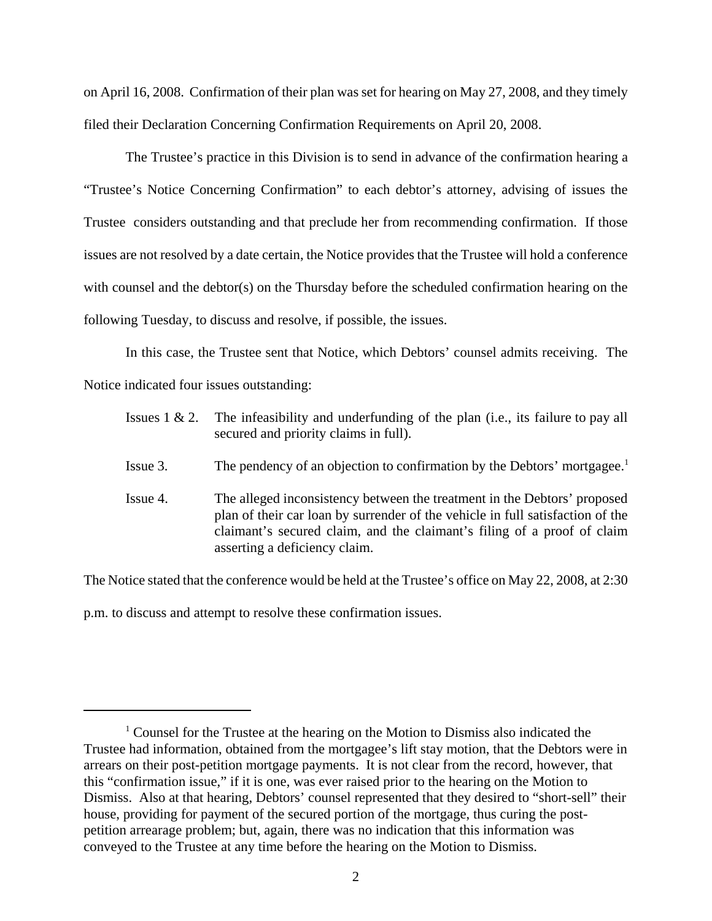on April 16, 2008. Confirmation of their plan was set for hearing on May 27, 2008, and they timely filed their Declaration Concerning Confirmation Requirements on April 20, 2008.

The Trustee's practice in this Division is to send in advance of the confirmation hearing a "Trustee's Notice Concerning Confirmation" to each debtor's attorney, advising of issues the Trustee considers outstanding and that preclude her from recommending confirmation. If those issues are not resolved by a date certain, the Notice provides that the Trustee will hold a conference with counsel and the debtor(s) on the Thursday before the scheduled confirmation hearing on the following Tuesday, to discuss and resolve, if possible, the issues.

In this case, the Trustee sent that Notice, which Debtors' counsel admits receiving. The Notice indicated four issues outstanding:

> Issues 1 & 2. The infeasibility and underfunding of the plan (i.e., its failure to pay all secured and priority claims in full).
>
> Issue 3. The pendency of an objection to confirmation by the Debtors' mortgagee.[1]
>
> Issue 4. The alleged inconsistency between the treatment in the Debtors' proposed plan of their car loan by surrender of the vehicle in full satisfaction of the claimant's secured claim, and the claimant's filing of a proof of claim asserting a deficiency claim.

The Notice stated that the conference would be held at the Trustee's office on May 22, 2008, at 2:30 p.m. to discuss and attempt to resolve these confirmation issues.

---

[1] Counsel for the Trustee at the hearing on the Motion to Dismiss also indicated the Trustee had information, obtained from the mortgagee's lift stay motion, that the Debtors were in arrears on their post-petition mortgage payments. It is not clear from the record, however, that this "confirmation issue," if it is one, was ever raised prior to the hearing on the Motion to Dismiss. Also at that hearing, Debtors' counsel represented that they desired to "short-sell" their house, providing for payment of the secured portion of the mortgage, thus curing the post-petition arrearage problem; but, again, there was no indication that this information was conveyed to the Trustee at any time before the hearing on the Motion to Dismiss.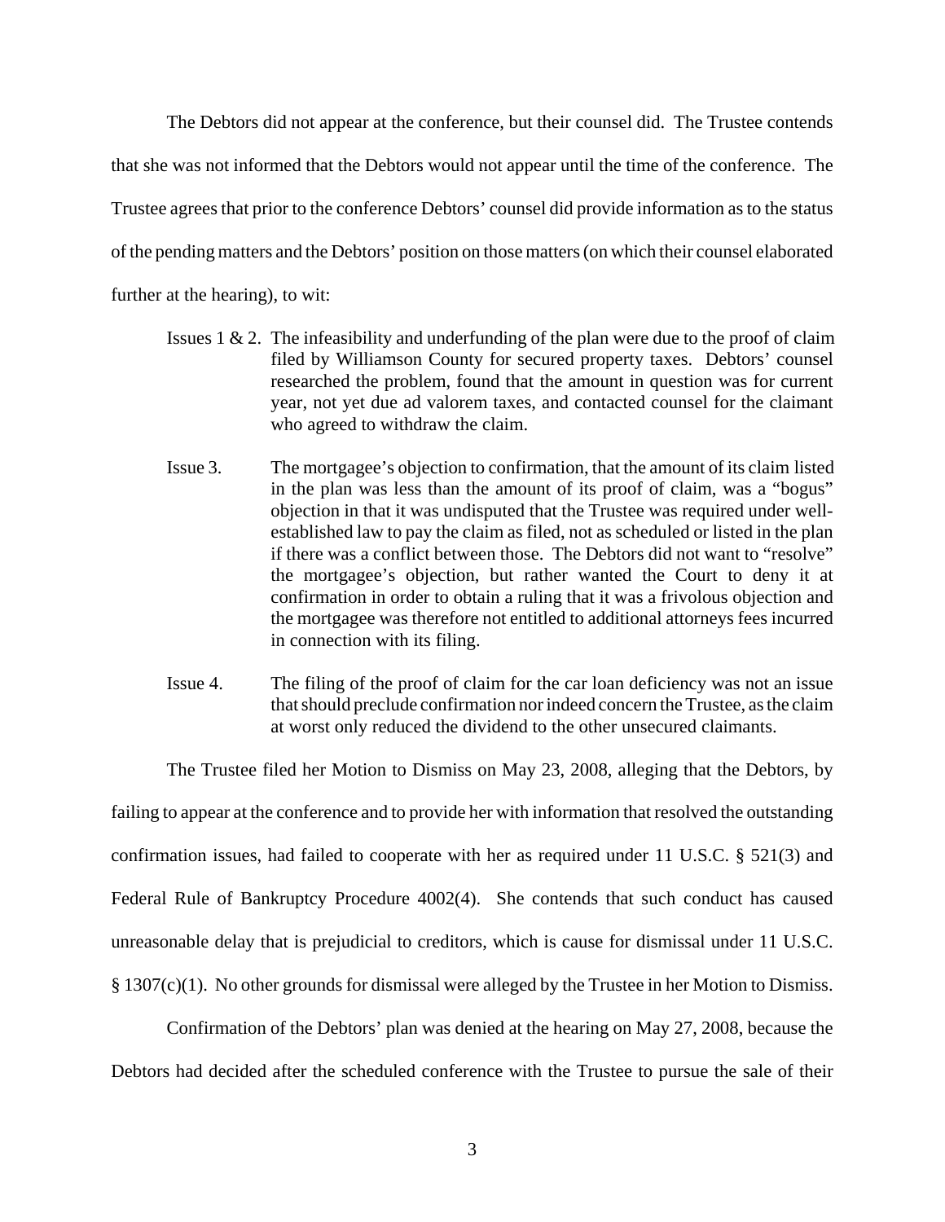The Debtors did not appear at the conference, but their counsel did. The Trustee contends that she was not informed that the Debtors would not appear until the time of the conference. The Trustee agrees that prior to the conference Debtors' counsel did provide information as to the status of the pending matters and the Debtors' position on those matters (on which their counsel elaborated further at the hearing), to wit:

> Issues 1 & 2. The infeasibility and underfunding of the plan were due to the proof of claim filed by Williamson County for secured property taxes. Debtors' counsel researched the problem, found that the amount in question was for current year, not yet due ad valorem taxes, and contacted counsel for the claimant who agreed to withdraw the claim.
>
> Issue 3. The mortgagee's objection to confirmation, that the amount of its claim listed in the plan was less than the amount of its proof of claim, was a "bogus" objection in that it was undisputed that the Trustee was required under well-established law to pay the claim as filed, not as scheduled or listed in the plan if there was a conflict between those. The Debtors did not want to "resolve" the mortgagee's objection, but rather wanted the Court to deny it at confirmation in order to obtain a ruling that it was a frivolous objection and the mortgagee was therefore not entitled to additional attorneys fees incurred in connection with its filing.
>
> Issue 4. The filing of the proof of claim for the car loan deficiency was not an issue that should preclude confirmation nor indeed concern the Trustee, as the claim at worst only reduced the dividend to the other unsecured claimants.

The Trustee filed her Motion to Dismiss on May 23, 2008, alleging that the Debtors, by failing to appear at the conference and to provide her with information that resolved the outstanding confirmation issues, had failed to cooperate with her as required under 11 U.S.C. § 521(3) and Federal Rule of Bankruptcy Procedure 4002(4). She contends that such conduct has caused unreasonable delay that is prejudicial to creditors, which is cause for dismissal under 11 U.S.C. § 1307(c)(1). No other grounds for dismissal were alleged by the Trustee in her Motion to Dismiss.

Confirmation of the Debtors' plan was denied at the hearing on May 27, 2008, because the Debtors had decided after the scheduled conference with the Trustee to pursue the sale of their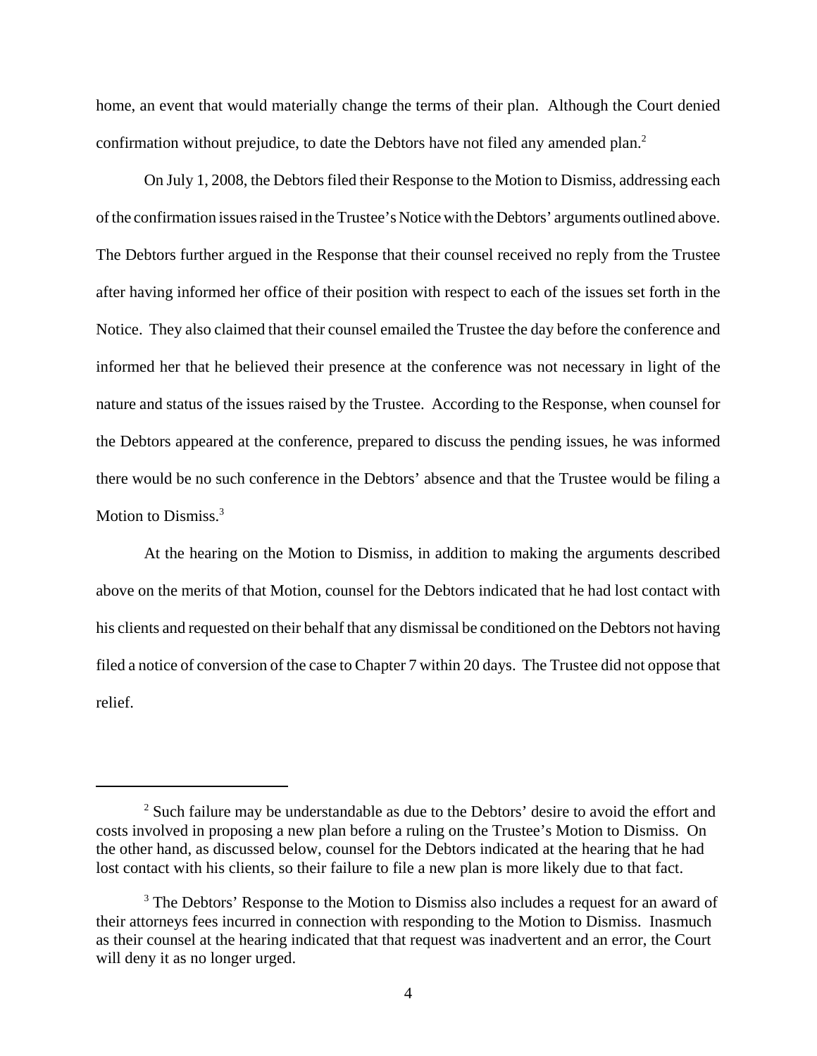home, an event that would materially change the terms of their plan. Although the Court denied confirmation without prejudice, to date the Debtors have not filed any amended plan.[2]

On July 1, 2008, the Debtors filed their Response to the Motion to Dismiss, addressing each of the confirmation issues raised in the Trustee's Notice with the Debtors' arguments outlined above. The Debtors further argued in the Response that their counsel received no reply from the Trustee after having informed her office of their position with respect to each of the issues set forth in the Notice. They also claimed that their counsel emailed the Trustee the day before the conference and informed her that he believed their presence at the conference was not necessary in light of the nature and status of the issues raised by the Trustee. According to the Response, when counsel for the Debtors appeared at the conference, prepared to discuss the pending issues, he was informed there would be no such conference in the Debtors' absence and that the Trustee would be filing a Motion to Dismiss.[3]

At the hearing on the Motion to Dismiss, in addition to making the arguments described above on the merits of that Motion, counsel for the Debtors indicated that he had lost contact with his clients and requested on their behalf that any dismissal be conditioned on the Debtors not having filed a notice of conversion of the case to Chapter 7 within 20 days. The Trustee did not oppose that relief.

---

[2] Such failure may be understandable as due to the Debtors' desire to avoid the effort and costs involved in proposing a new plan before a ruling on the Trustee's Motion to Dismiss. On the other hand, as discussed below, counsel for the Debtors indicated at the hearing that he had lost contact with his clients, so their failure to file a new plan is more likely due to that fact.

[3] The Debtors' Response to the Motion to Dismiss also includes a request for an award of their attorneys fees incurred in connection with responding to the Motion to Dismiss. Inasmuch as their counsel at the hearing indicated that that request was inadvertent and an error, the Court will deny it as no longer urged.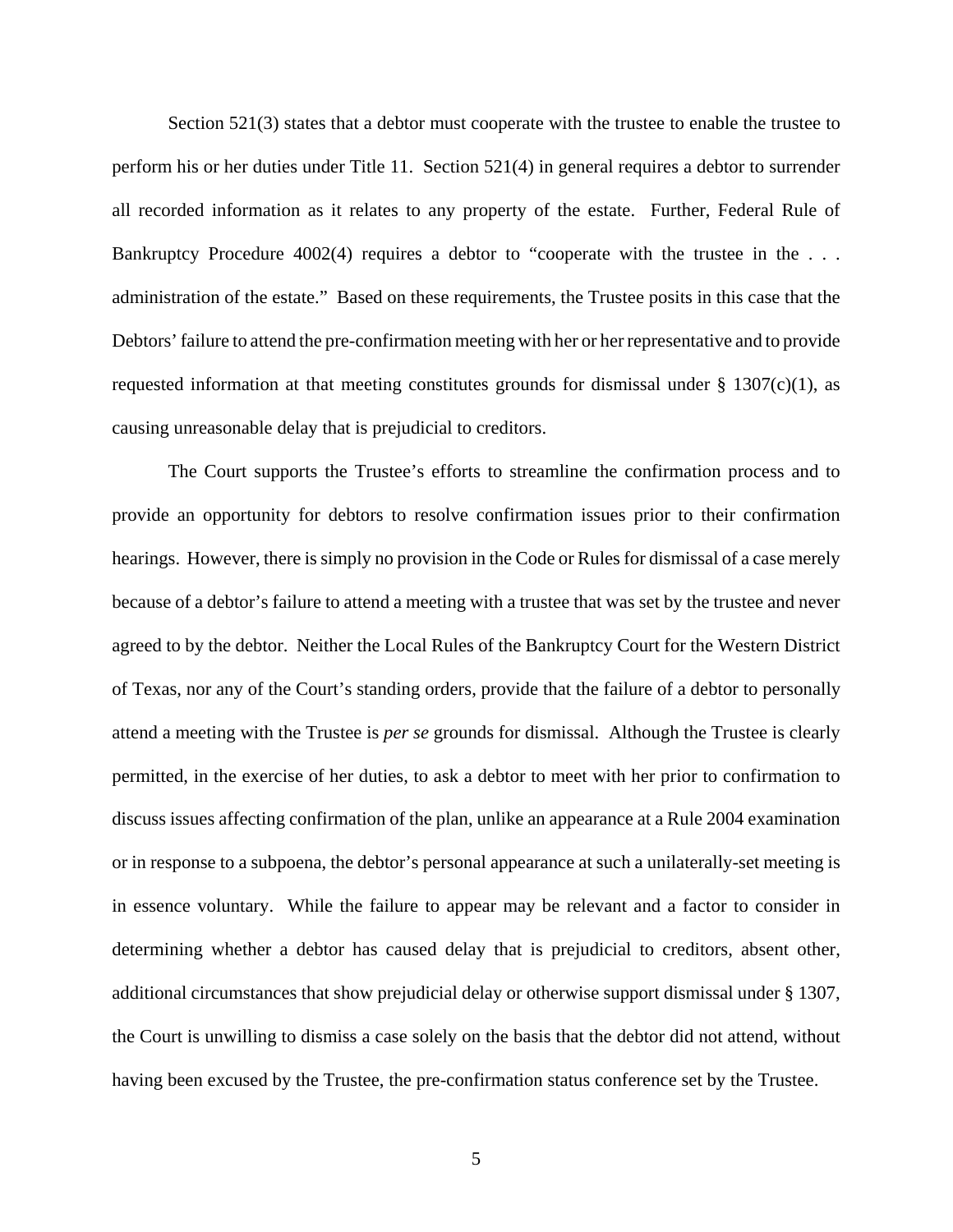Section 521(3) states that a debtor must cooperate with the trustee to enable the trustee to perform his or her duties under Title 11. Section 521(4) in general requires a debtor to surrender all recorded information as it relates to any property of the estate. Further, Federal Rule of Bankruptcy Procedure 4002(4) requires a debtor to "cooperate with the trustee in the . . . administration of the estate." Based on these requirements, the Trustee posits in this case that the Debtors' failure to attend the pre-confirmation meeting with her or her representative and to provide requested information at that meeting constitutes grounds for dismissal under § 1307(c)(1), as causing unreasonable delay that is prejudicial to creditors.

The Court supports the Trustee's efforts to streamline the confirmation process and to provide an opportunity for debtors to resolve confirmation issues prior to their confirmation hearings. However, there is simply no provision in the Code or Rules for dismissal of a case merely because of a debtor's failure to attend a meeting with a trustee that was set by the trustee and never agreed to by the debtor. Neither the Local Rules of the Bankruptcy Court for the Western District of Texas, nor any of the Court's standing orders, provide that the failure of a debtor to personally attend a meeting with the Trustee is *per se* grounds for dismissal. Although the Trustee is clearly permitted, in the exercise of her duties, to ask a debtor to meet with her prior to confirmation to discuss issues affecting confirmation of the plan, unlike an appearance at a Rule 2004 examination or in response to a subpoena, the debtor's personal appearance at such a unilaterally-set meeting is in essence voluntary. While the failure to appear may be relevant and a factor to consider in determining whether a debtor has caused delay that is prejudicial to creditors, absent other, additional circumstances that show prejudicial delay or otherwise support dismissal under § 1307, the Court is unwilling to dismiss a case solely on the basis that the debtor did not attend, without having been excused by the Trustee, the pre-confirmation status conference set by the Trustee.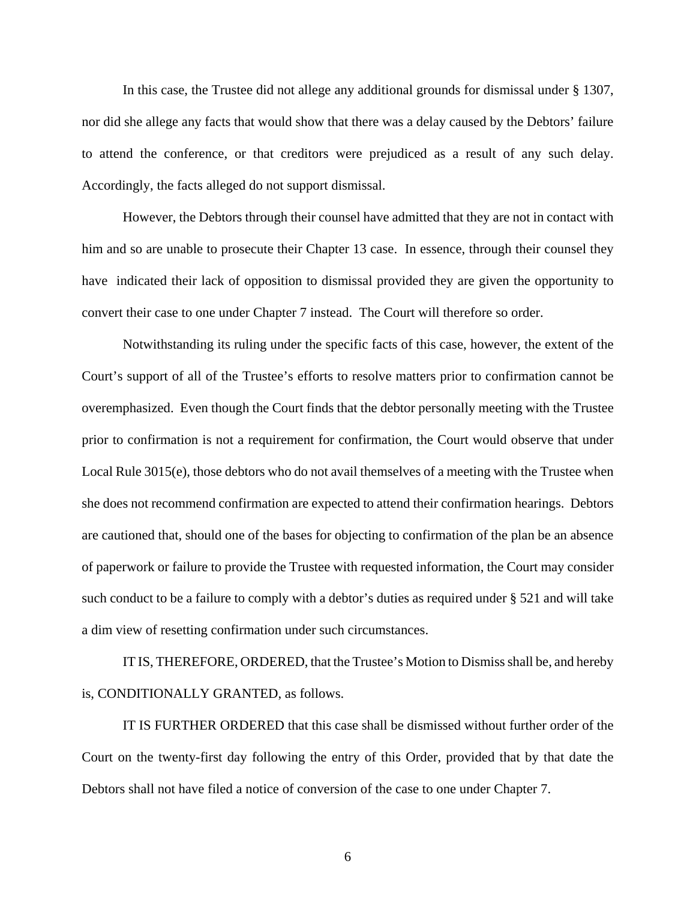In this case, the Trustee did not allege any additional grounds for dismissal under § 1307, nor did she allege any facts that would show that there was a delay caused by the Debtors' failure to attend the conference, or that creditors were prejudiced as a result of any such delay. Accordingly, the facts alleged do not support dismissal.

However, the Debtors through their counsel have admitted that they are not in contact with him and so are unable to prosecute their Chapter 13 case. In essence, through their counsel they have indicated their lack of opposition to dismissal provided they are given the opportunity to convert their case to one under Chapter 7 instead. The Court will therefore so order.

Notwithstanding its ruling under the specific facts of this case, however, the extent of the Court's support of all of the Trustee's efforts to resolve matters prior to confirmation cannot be overemphasized. Even though the Court finds that the debtor personally meeting with the Trustee prior to confirmation is not a requirement for confirmation, the Court would observe that under Local Rule 3015(e), those debtors who do not avail themselves of a meeting with the Trustee when she does not recommend confirmation are expected to attend their confirmation hearings. Debtors are cautioned that, should one of the bases for objecting to confirmation of the plan be an absence of paperwork or failure to provide the Trustee with requested information, the Court may consider such conduct to be a failure to comply with a debtor's duties as required under § 521 and will take a dim view of resetting confirmation under such circumstances.

IT IS, THEREFORE, ORDERED, that the Trustee's Motion to Dismiss shall be, and hereby is, CONDITIONALLY GRANTED, as follows.

IT IS FURTHER ORDERED that this case shall be dismissed without further order of the Court on the twenty-first day following the entry of this Order, provided that by that date the Debtors shall not have filed a notice of conversion of the case to one under Chapter 7.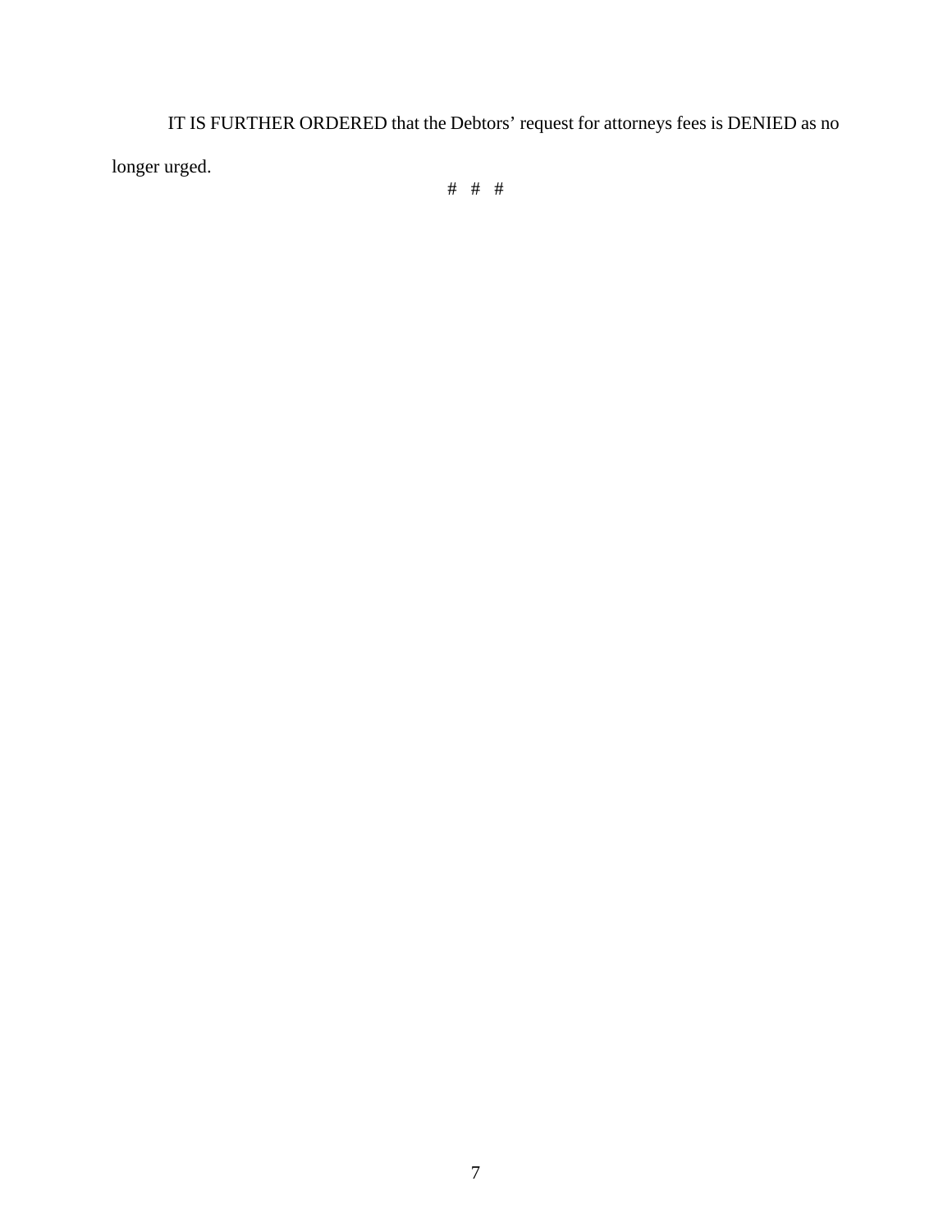IT IS FURTHER ORDERED that the Debtors' request for attorneys fees is DENIED as no longer urged.

# # #